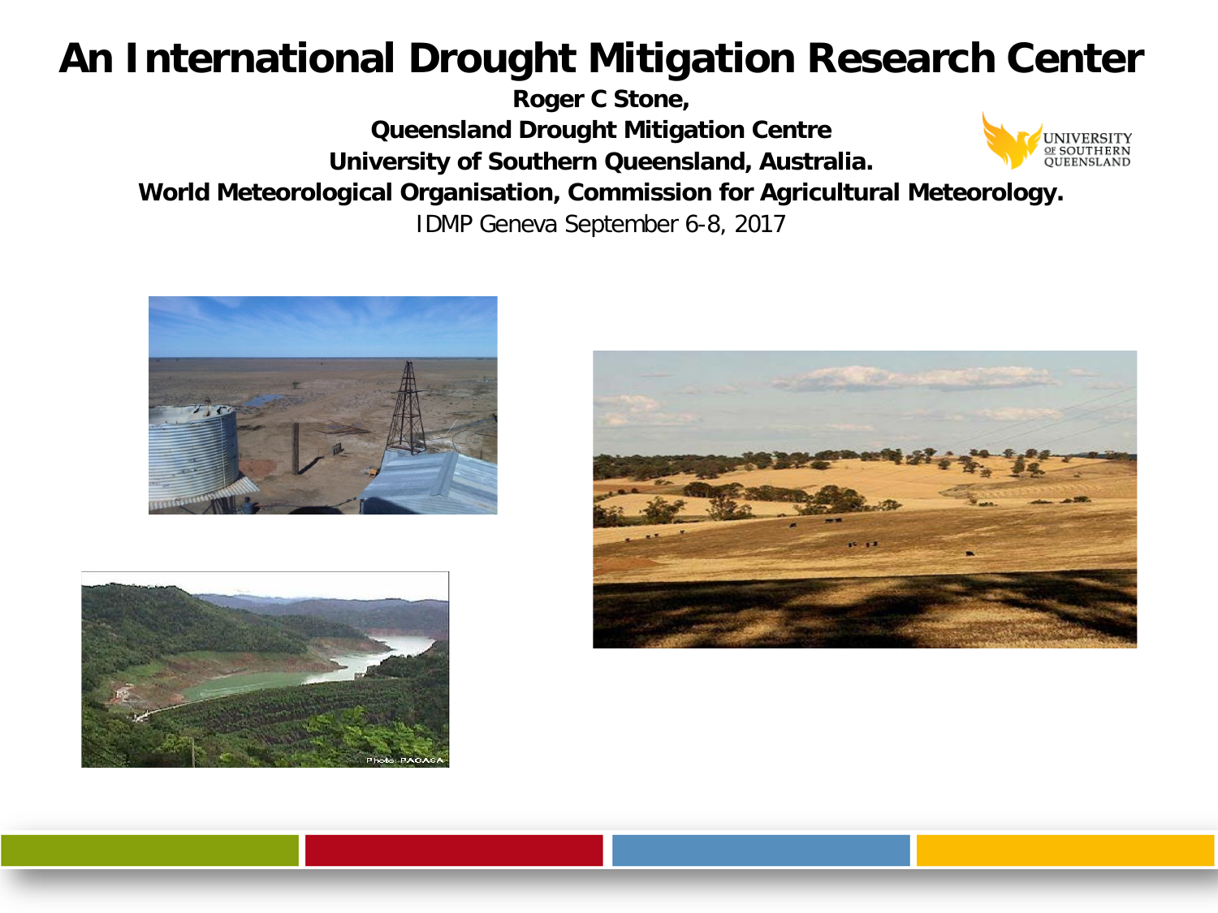# An International Drought Mitigation Research Center

**Roger C Stone,**

**Queensland Drought Mitigation Centre**

**University of Southern Queensland, Australia.**

**World Meteorological Organisation, Commission for Agricultural Meteorology.**

IDMP Geneva September 6-8, 2017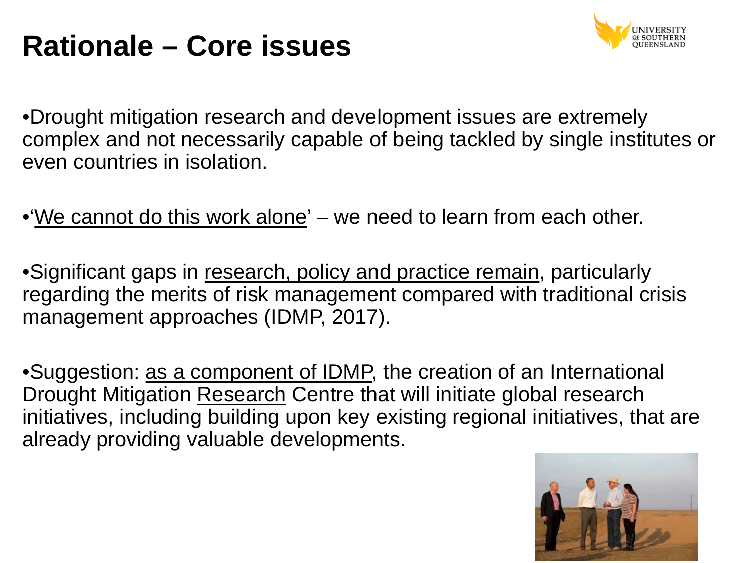# Rationale – Core issues

- Drought mitigation research and development issues are extremely complex and not necessarily capable of being tackled by single institutes or even countries in isolation.

- '<u>We cannot do this work alone</u>' – we need to learn from each other.

- Significant gaps in <u>research, policy and practice remain</u>, particularly regarding the merits of risk management compared with traditional crisis management approaches (IDMP, 2017).

- Suggestion: <u>as a component of IDMP</u>, the creation of an International Drought Mitigation <u>Research</u> Centre that will initiate global research initiatives, including building upon key existing regional initiatives, that are already providing valuable developments.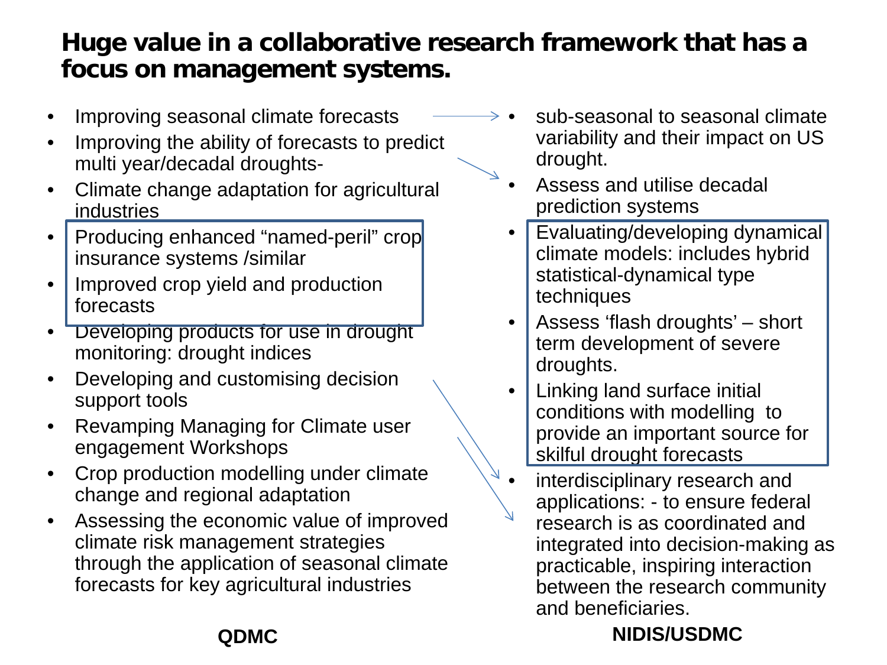# Huge value in a collaborative research framework that has a focus on management systems.

## QDMC

- Improving seasonal climate forecasts
- Improving the ability of forecasts to predict multi year/decadal droughts-
- Climate change adaptation for agricultural industries
- Producing enhanced "named-peril" crop insurance systems /similar
- Improved crop yield and production forecasts
- Developing products for use in drought monitoring: drought indices
- Developing and customising decision support tools
- Revamping Managing for Climate user engagement Workshops
- Crop production modelling under climate change and regional adaptation
- Assessing the economic value of improved climate risk management strategies through the application of seasonal climate forecasts for key agricultural industries

## NIDIS/USDMC

- sub-seasonal to seasonal climate variability and their impact on US drought.
- Assess and utilise decadal prediction systems
- Evaluating/developing dynamical climate models: includes hybrid statistical-dynamical type techniques
- Assess 'flash droughts' – short term development of severe droughts.
- Linking land surface initial conditions with modelling to provide an important source for skilful drought forecasts
- interdisciplinary research and applications: - to ensure federal research is as coordinated and integrated into decision-making as practicable, inspiring interaction between the research community and beneficiaries.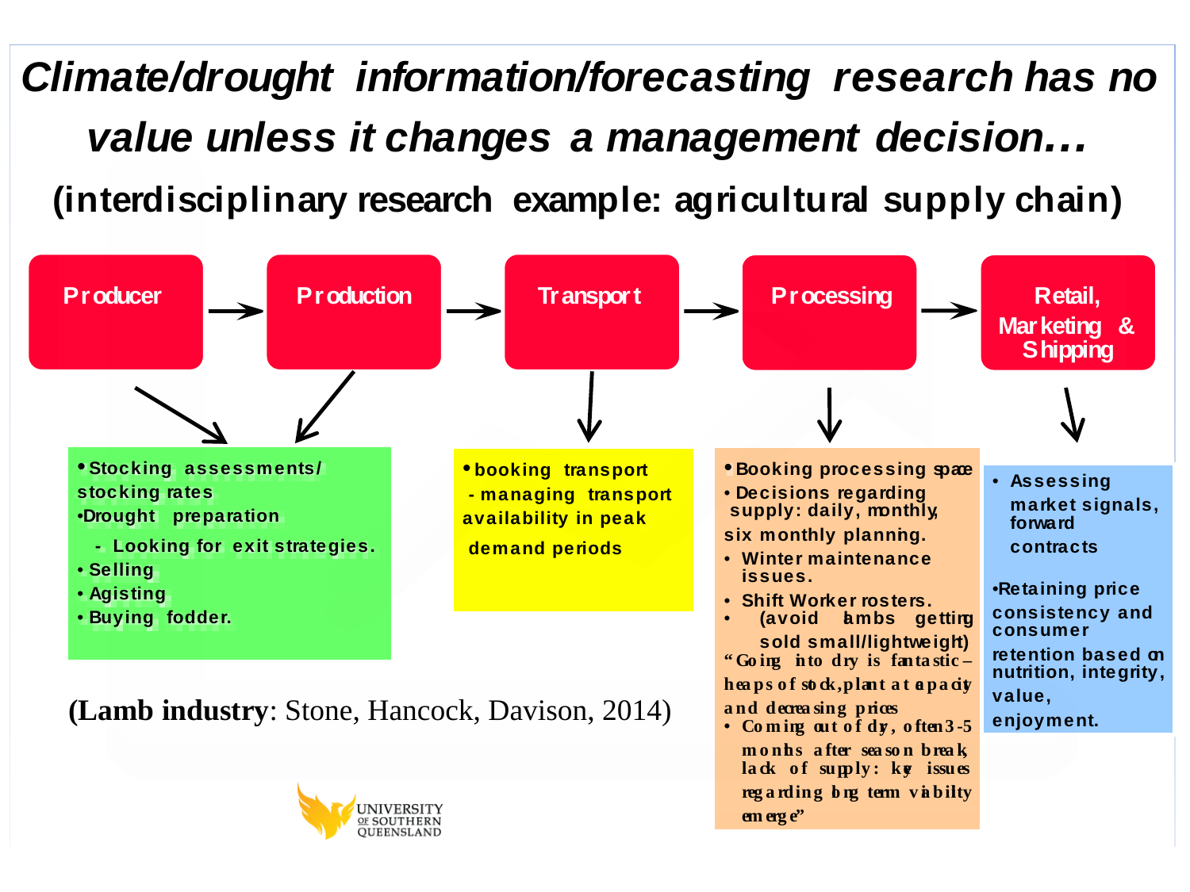# *Climate/drought information/forecasting research has no value unless it changes a management decision…*

## (interdisciplinary research example: agricultural supply chain)

**Producer** → **Production** → **Transport** → **Processing** → **Retail, Marketing & Shipping**

**Producer / Production:**

- Stocking assessments/ stocking rates
- Drought preparation
  - Looking for exit strategies.
- Selling
- Agisting
- Buying fodder.

**Transport:**

- booking transport
  - managing transport availability in peak demand periods

**Processing:**

- Booking processing space
- Decisions regarding supply: daily, monthly, six monthly planning.
- Winter maintenance issues.
- Shift Worker rosters.
- (avoid lambs getting sold small/lightweight)

"Going into dry is fantastic – heaps of stock, plant at capacity and decreasing prices

- Coming out of dry, often 3-5 months after season break, lack of supply: key issues regarding long term viability emerge"

**Retail, Marketing & Shipping:**

- Assessing market signals, forward contracts
- Retaining price consistency and consumer retention based on nutrition, integrity, value, enjoyment.

(**Lamb industry**: Stone, Hancock, Davison, 2014)

UNIVERSITY OF SOUTHERN QUEENSLAND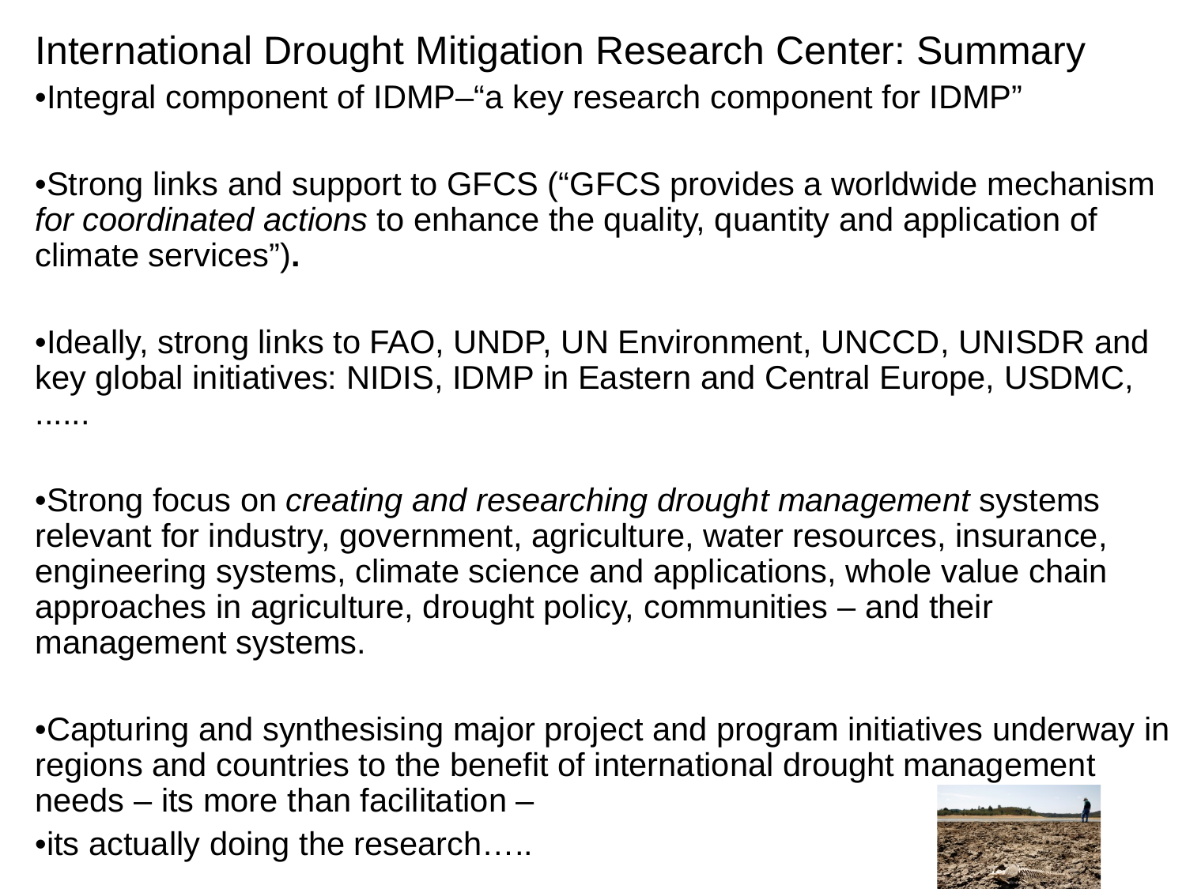# International Drought Mitigation Research Center: Summary

- Integral component of IDMP–"a key research component for IDMP"

- Strong links and support to GFCS ("GFCS provides a worldwide mechanism *for coordinated actions* to enhance the quality, quantity and application of climate services")**.**

- Ideally, strong links to FAO, UNDP, UN Environment, UNCCD, UNISDR and key global initiatives: NIDIS, IDMP in Eastern and Central Europe, USDMC, ......

- Strong focus on *creating and researching drought management* systems relevant for industry, government, agriculture, water resources, insurance, engineering systems, climate science and applications, whole value chain approaches in agriculture, drought policy, communities – and their management systems.

- Capturing and synthesising major project and program initiatives underway in regions and countries to the benefit of international drought management needs – its more than facilitation –
- its actually doing the research…..